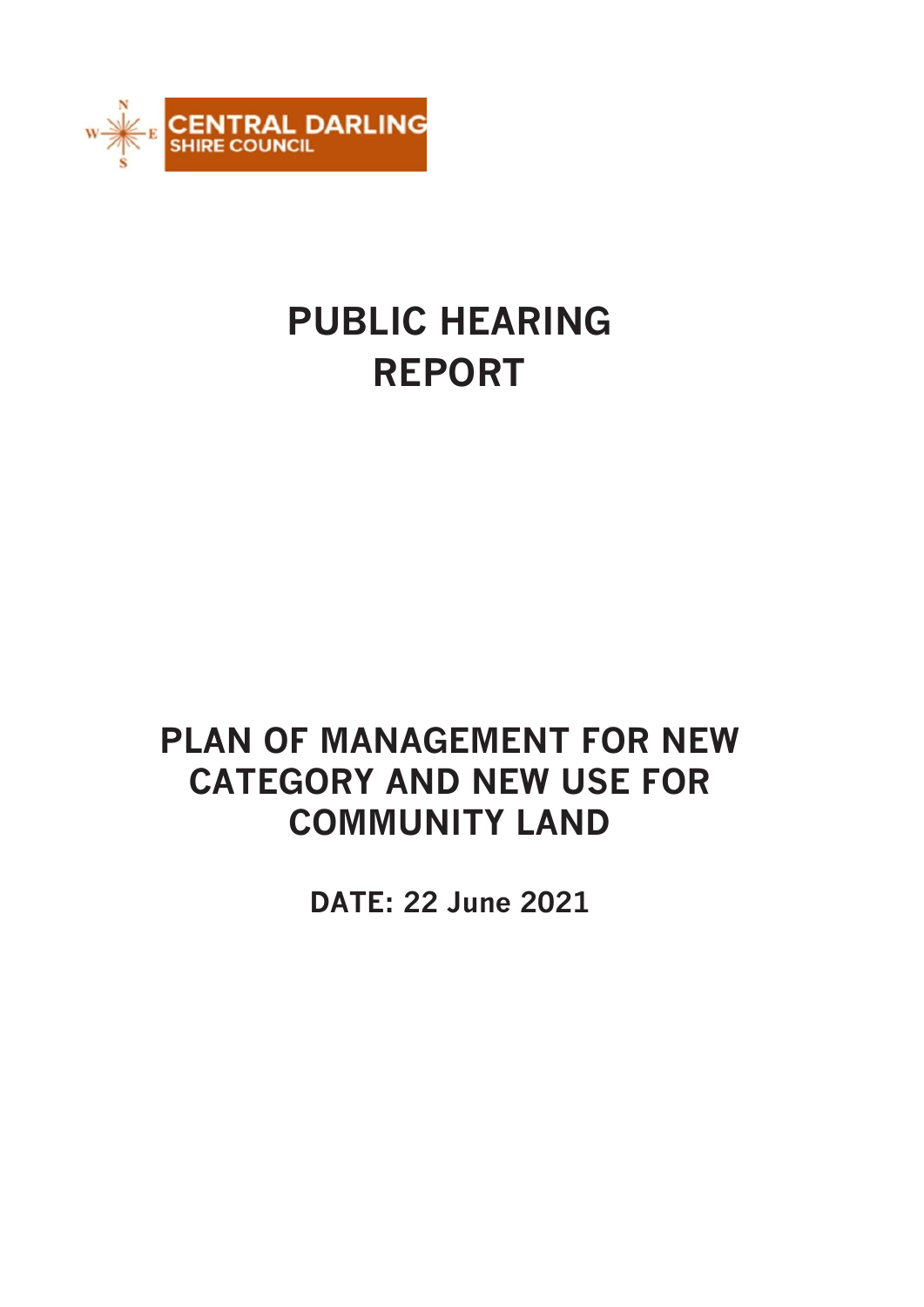CENTRAL DARLING
SHIRE COUNCIL

# PUBLIC HEARING REPORT

# PLAN OF MANAGEMENT FOR NEW CATEGORY AND NEW USE FOR COMMUNITY LAND

**DATE: 22 June 2021**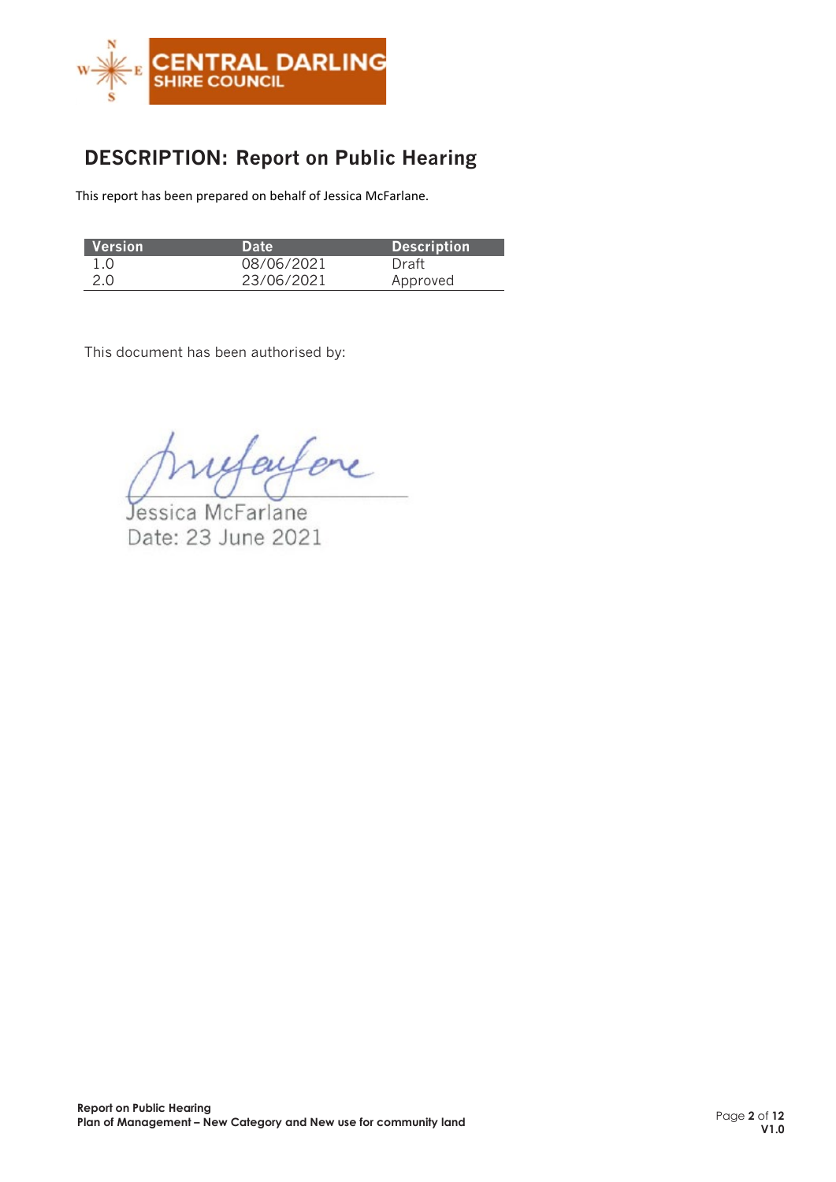CENTRAL DARLING SHIRE COUNCIL

## DESCRIPTION: Report on Public Hearing

This report has been prepared on behalf of Jessica McFarlane.

| Version | Date | Description |
|---|---|---|
| 1.0 | 08/06/2021 | Draft |
| 2.0 | 23/06/2021 | Approved |

This document has been authorised by:

Jessica McFarlane
Date: 23 June 2021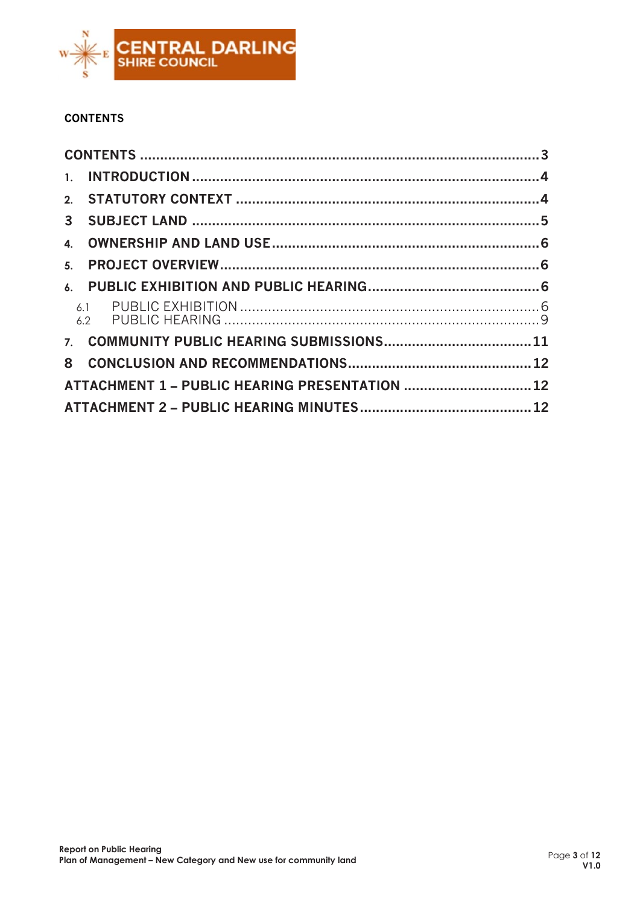## CONTENTS

- CONTENTS ........ 3
- 1. INTRODUCTION ........ 4
- 2. STATUTORY CONTEXT ........ 4
- 3 SUBJECT LAND ........ 5
- 4. OWNERSHIP AND LAND USE ........ 6
- 5. PROJECT OVERVIEW ........ 6
- 6. PUBLIC EXHIBITION AND PUBLIC HEARING ........ 6
  - 6.1 PUBLIC EXHIBITION ........ 6
  - 6.2 PUBLIC HEARING ........ 9
- 7. COMMUNITY PUBLIC HEARING SUBMISSIONS ........ 11
- 8 CONCLUSION AND RECOMMENDATIONS ........ 12
- ATTACHMENT 1 – PUBLIC HEARING PRESENTATION ........ 12
- ATTACHMENT 2 – PUBLIC HEARING MINUTES ........ 12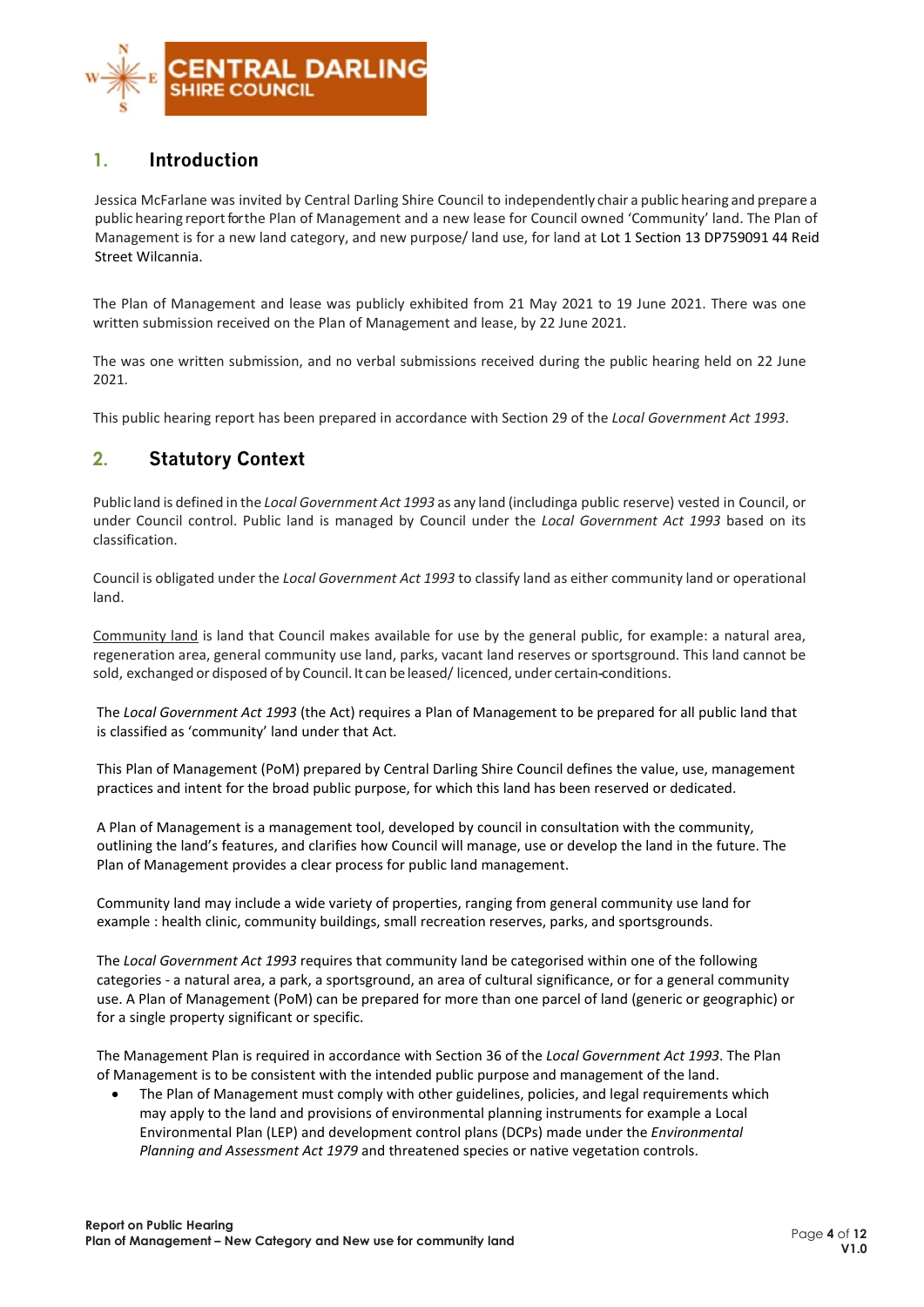## 1. Introduction

Jessica McFarlane was invited by Central Darling Shire Council to independently chair a public hearing and prepare a public hearing report for the Plan of Management and a new lease for Council owned 'Community' land. The Plan of Management is for a new land category, and new purpose/ land use, for land at Lot 1 Section 13 DP759091 44 Reid Street Wilcannia.

The Plan of Management and lease was publicly exhibited from 21 May 2021 to 19 June 2021. There was one written submission received on the Plan of Management and lease, by 22 June 2021.

The was one written submission, and no verbal submissions received during the public hearing held on 22 June 2021.

This public hearing report has been prepared in accordance with Section 29 of the *Local Government Act 1993*.

## 2. Statutory Context

Public land is defined in the *Local Government Act 1993* as any land (includinga public reserve) vested in Council, or under Council control. Public land is managed by Council under the *Local Government Act 1993* based on its classification.

Council is obligated under the *Local Government Act 1993* to classify land as either community land or operational land.

<u>Community land</u> is land that Council makes available for use by the general public, for example: a natural area, regeneration area, general community use land, parks, vacant land reserves or sportsground. This land cannot be sold, exchanged or disposed of by Council. It can be leased/ licenced, under certain-conditions.

The *Local Government Act 1993* (the Act) requires a Plan of Management to be prepared for all public land that is classified as 'community' land under that Act.

This Plan of Management (PoM) prepared by Central Darling Shire Council defines the value, use, management practices and intent for the broad public purpose, for which this land has been reserved or dedicated.

A Plan of Management is a management tool, developed by council in consultation with the community, outlining the land's features, and clarifies how Council will manage, use or develop the land in the future. The Plan of Management provides a clear process for public land management.

Community land may include a wide variety of properties, ranging from general community use land for example : health clinic, community buildings, small recreation reserves, parks, and sportsgrounds.

The *Local Government Act 1993* requires that community land be categorised within one of the following categories - a natural area, a park, a sportsground, an area of cultural significance, or for a general community use. A Plan of Management (PoM) can be prepared for more than one parcel of land (generic or geographic) or for a single property significant or specific.

The Management Plan is required in accordance with Section 36 of the *Local Government Act 1993*. The Plan of Management is to be consistent with the intended public purpose and management of the land.

- The Plan of Management must comply with other guidelines, policies, and legal requirements which may apply to the land and provisions of environmental planning instruments for example a Local Environmental Plan (LEP) and development control plans (DCPs) made under the *Environmental Planning and Assessment Act 1979* and threatened species or native vegetation controls.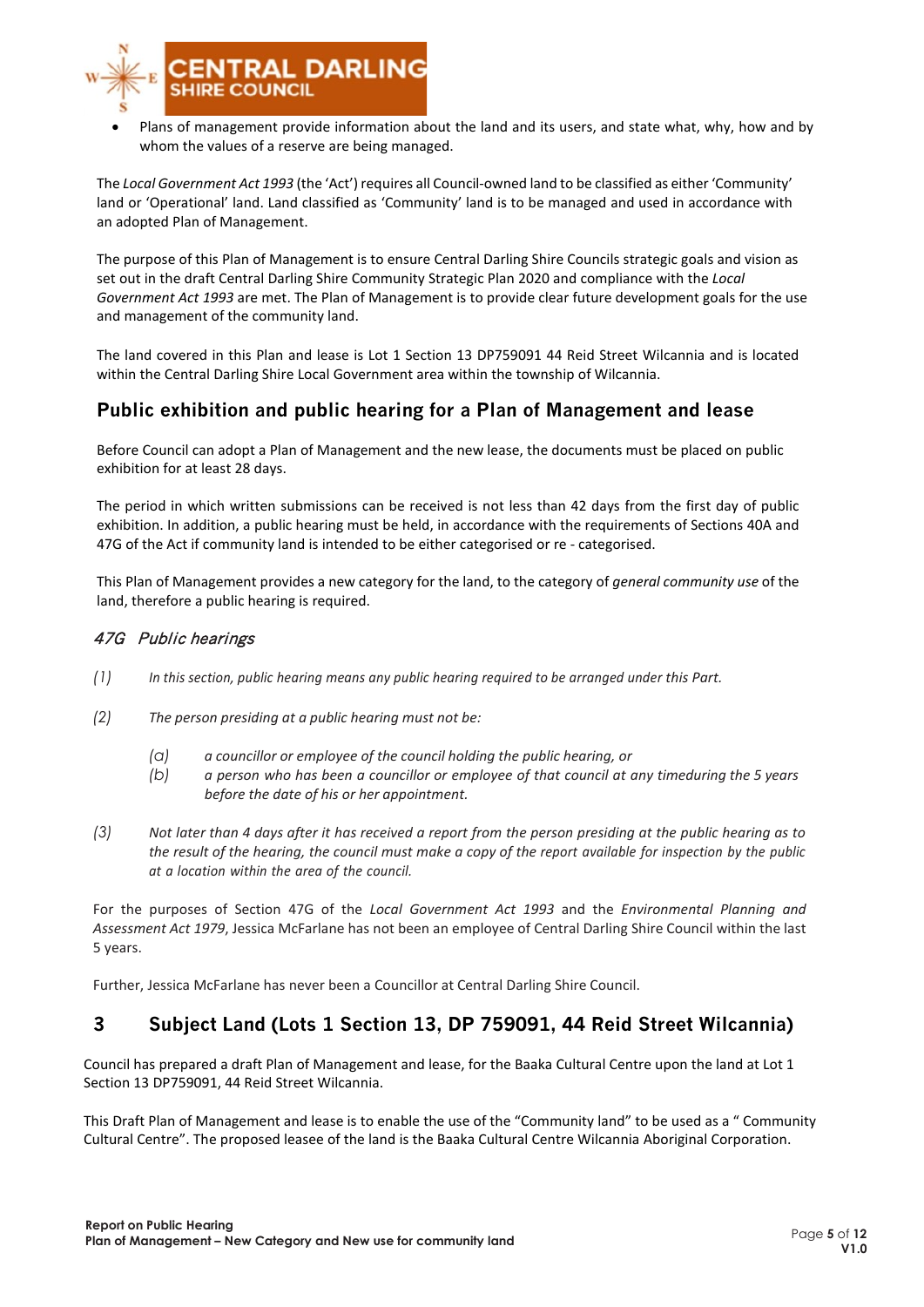- Plans of management provide information about the land and its users, and state what, why, how and by whom the values of a reserve are being managed.

The *Local Government Act 1993* (the 'Act') requires all Council-owned land to be classified as either 'Community' land or 'Operational' land. Land classified as 'Community' land is to be managed and used in accordance with an adopted Plan of Management.

The purpose of this Plan of Management is to ensure Central Darling Shire Councils strategic goals and vision as set out in the draft Central Darling Shire Community Strategic Plan 2020 and compliance with the *Local Government Act 1993* are met. The Plan of Management is to provide clear future development goals for the use and management of the community land.

The land covered in this Plan and lease is Lot 1 Section 13 DP759091 44 Reid Street Wilcannia and is located within the Central Darling Shire Local Government area within the township of Wilcannia.

## Public exhibition and public hearing for a Plan of Management and lease

Before Council can adopt a Plan of Management and the new lease, the documents must be placed on public exhibition for at least 28 days.

The period in which written submissions can be received is not less than 42 days from the first day of public exhibition. In addition, a public hearing must be held, in accordance with the requirements of Sections 40A and 47G of the Act if community land is intended to be either categorised or re - categorised.

This Plan of Management provides a new category for the land, to the category of *general community use* of the land, therefore a public hearing is required.

### *47G Public hearings*

*(1)* *In this section, public hearing means any public hearing required to be arranged under this Part.*

*(2)* *The person presiding at a public hearing must not be:*

> *(a)* *a councillor or employee of the council holding the public hearing, or*
>
> *(b)* *a person who has been a councillor or employee of that council at any timeduring the 5 years before the date of his or her appointment.*

*(3)* *Not later than 4 days after it has received a report from the person presiding at the public hearing as to the result of the hearing, the council must make a copy of the report available for inspection by the public at a location within the area of the council.*

For the purposes of Section 47G of the *Local Government Act 1993* and the *Environmental Planning and Assessment Act 1979*, Jessica McFarlane has not been an employee of Central Darling Shire Council within the last 5 years.

Further, Jessica McFarlane has never been a Councillor at Central Darling Shire Council.

## 3 Subject Land (Lots 1 Section 13, DP 759091, 44 Reid Street Wilcannia)

Council has prepared a draft Plan of Management and lease, for the Baaka Cultural Centre upon the land at Lot 1 Section 13 DP759091, 44 Reid Street Wilcannia.

This Draft Plan of Management and lease is to enable the use of the "Community land" to be used as a " Community Cultural Centre". The proposed leasee of the land is the Baaka Cultural Centre Wilcannia Aboriginal Corporation.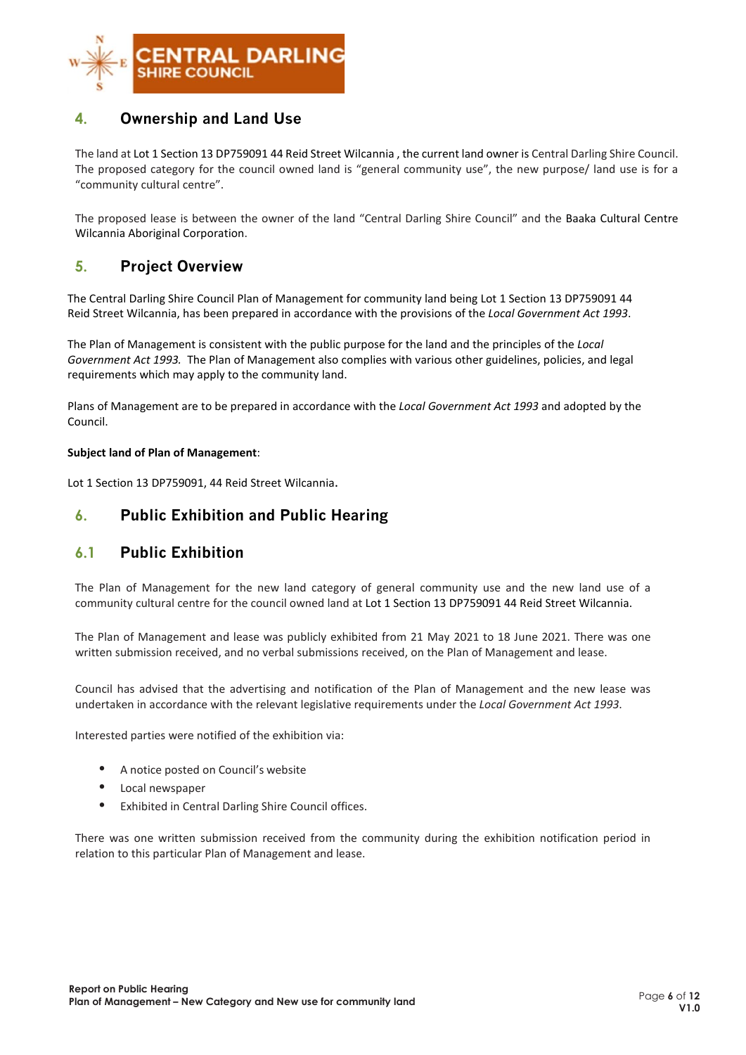## 4. Ownership and Land Use

The land at Lot 1 Section 13 DP759091 44 Reid Street Wilcannia , the current land owner is Central Darling Shire Council. The proposed category for the council owned land is "general community use", the new purpose/ land use is for a "community cultural centre".

The proposed lease is between the owner of the land "Central Darling Shire Council" and the Baaka Cultural Centre Wilcannia Aboriginal Corporation.

## 5. Project Overview

The Central Darling Shire Council Plan of Management for community land being Lot 1 Section 13 DP759091 44 Reid Street Wilcannia, has been prepared in accordance with the provisions of the *Local Government Act 1993*.

The Plan of Management is consistent with the public purpose for the land and the principles of the *Local Government Act 1993.* The Plan of Management also complies with various other guidelines, policies, and legal requirements which may apply to the community land.

Plans of Management are to be prepared in accordance with the *Local Government Act 1993* and adopted by the Council.

**Subject land of Plan of Management**:

Lot 1 Section 13 DP759091, 44 Reid Street Wilcannia**.**

## 6. Public Exhibition and Public Hearing

### 6.1 Public Exhibition

The Plan of Management for the new land category of general community use and the new land use of a community cultural centre for the council owned land at Lot 1 Section 13 DP759091 44 Reid Street Wilcannia.

The Plan of Management and lease was publicly exhibited from 21 May 2021 to 18 June 2021. There was one written submission received, and no verbal submissions received, on the Plan of Management and lease.

Council has advised that the advertising and notification of the Plan of Management and the new lease was undertaken in accordance with the relevant legislative requirements under the *Local Government Act 1993*.

Interested parties were notified of the exhibition via:

- A notice posted on Council's website
- Local newspaper
- Exhibited in Central Darling Shire Council offices.

There was one written submission received from the community during the exhibition notification period in relation to this particular Plan of Management and lease.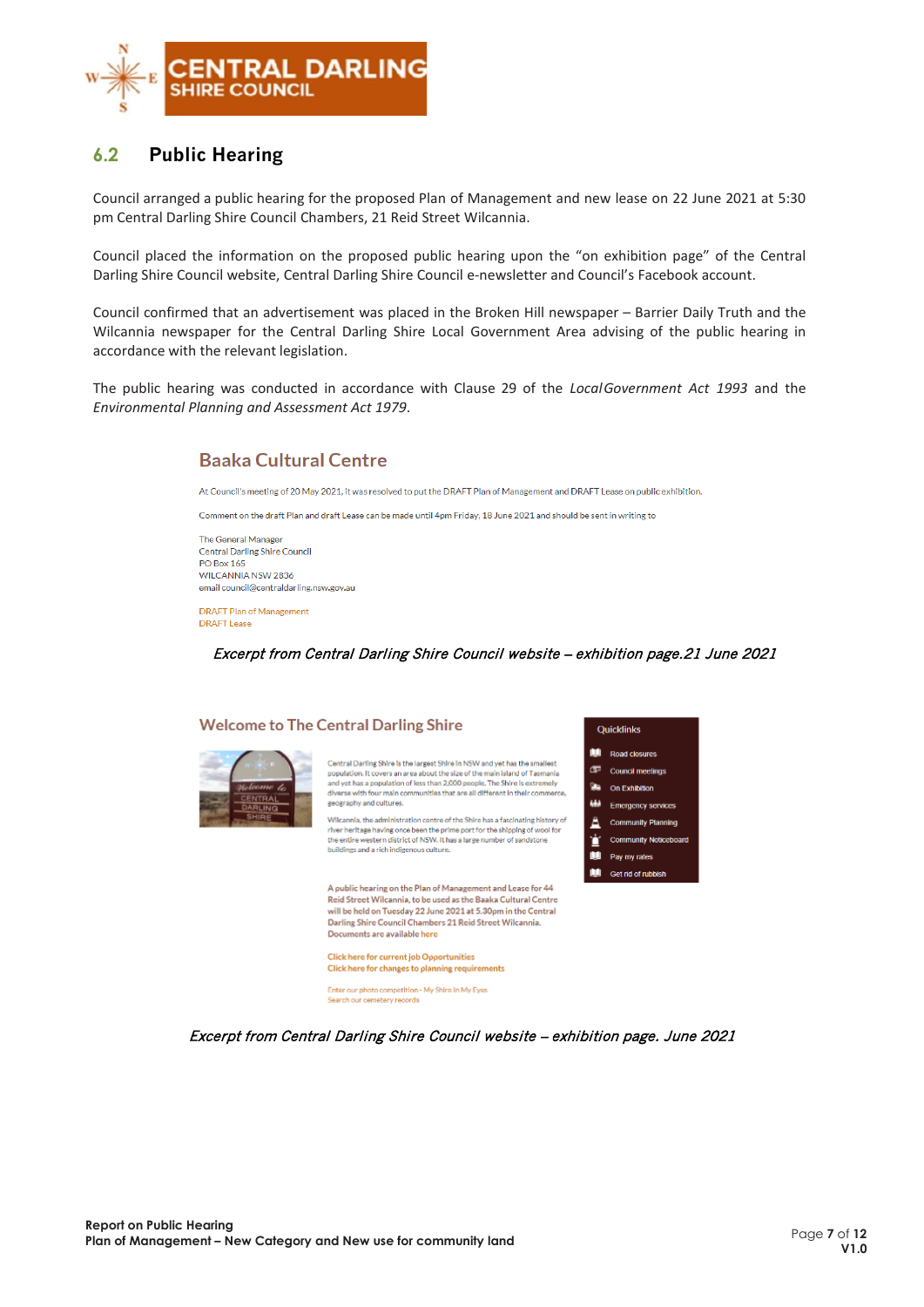## 6.2 Public Hearing

Council arranged a public hearing for the proposed Plan of Management and new lease on 22 June 2021 at 5:30 pm Central Darling Shire Council Chambers, 21 Reid Street Wilcannia.

Council placed the information on the proposed public hearing upon the "on exhibition page" of the Central Darling Shire Council website, Central Darling Shire Council e-newsletter and Council's Facebook account.

Council confirmed that an advertisement was placed in the Broken Hill newspaper – Barrier Daily Truth and the Wilcannia newspaper for the Central Darling Shire Local Government Area advising of the public hearing in accordance with the relevant legislation.

The public hearing was conducted in accordance with Clause 29 of the *Local Government Act 1993* and the *Environmental Planning and Assessment Act 1979*.

### Baaka Cultural Centre

At Council's meeting of 20 May 2021, it was resolved to put the DRAFT Plan of Management and DRAFT Lease on public exhibition.

Comment on the draft Plan and draft Lease can be made until 4pm Friday, 18 June 2021 and should be sent in writing to

The General Manager
Central Darling Shire Council
PO Box 165
WILCANNIA NSW 2836
email council@centraldarling.nsw.gov.au

DRAFT Plan of Management
DRAFT Lease

*Excerpt from Central Darling Shire Council website – exhibition page.21 June 2021*

### Welcome to The Central Darling Shire

Central Darling Shire is the largest Shire in NSW and yet has the smallest population. It covers an area about the size of the main island of Tasmania and yet has a population of less than 2,000 people. The Shire is extremely diverse with four main communities that are all different in their commerce, geography and cultures.

Wilcannia, the administration centre of the Shire has a fascinating history of river heritage having once been the prime port for the shipping of wool for the entire western district of NSW. It has a large number of sandstone buildings and a rich indigenous culture.

A public hearing on the Plan of Management and Lease for 44 Reid Street Wilcannia, to be used as the Baaka Cultural Centre will be held on Tuesday 22 June 2021 at 5.30pm in the Central Darling Shire Council Chambers 21 Reid Street Wilcannia. Documents are available here

Click here for current Job Opportunities
Click here for changes to planning requirements

Enter our photo competition - My Shire In My Eyes
Search our cemetery records

Quicklinks
- Road closures
- Council meetings
- On Exhibition
- Emergency services
- Community Planning
- Community Noticeboard
- Pay my rates
- Get rid of rubbish

*Excerpt from Central Darling Shire Council website – exhibition page. June 2021*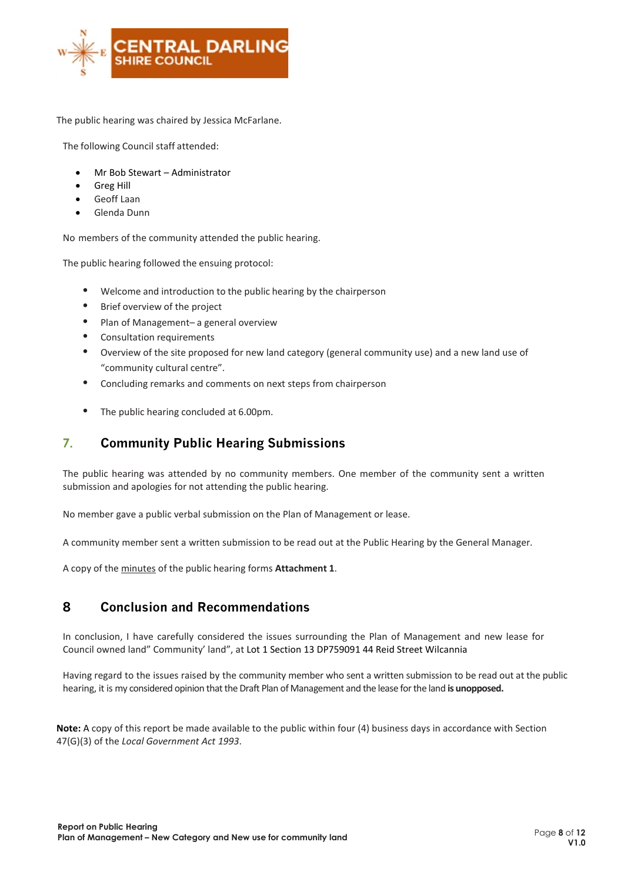The public hearing was chaired by Jessica McFarlane.

The following Council staff attended:

- Mr Bob Stewart – Administrator
- Greg Hill
- Geoff Laan
- Glenda Dunn

No members of the community attended the public hearing.

The public hearing followed the ensuing protocol:

- Welcome and introduction to the public hearing by the chairperson
- Brief overview of the project
- Plan of Management– a general overview
- Consultation requirements
- Overview of the site proposed for new land category (general community use) and a new land use of "community cultural centre".
- Concluding remarks and comments on next steps from chairperson
- The public hearing concluded at 6.00pm.

## 7. Community Public Hearing Submissions

The public hearing was attended by no community members. One member of the community sent a written submission and apologies for not attending the public hearing.

No member gave a public verbal submission on the Plan of Management or lease.

A community member sent a written submission to be read out at the Public Hearing by the General Manager.

A copy of the minutes of the public hearing forms **Attachment 1**.

## 8 Conclusion and Recommendations

In conclusion, I have carefully considered the issues surrounding the Plan of Management and new lease for Council owned land" Community' land", at Lot 1 Section 13 DP759091 44 Reid Street Wilcannia

Having regard to the issues raised by the community member who sent a written submission to be read out at the public hearing, it is my considered opinion that the Draft Plan of Management and the lease for the land **is unopposed.**

**Note:** A copy of this report be made available to the public within four (4) business days in accordance with Section 47(G)(3) of the *Local Government Act 1993*.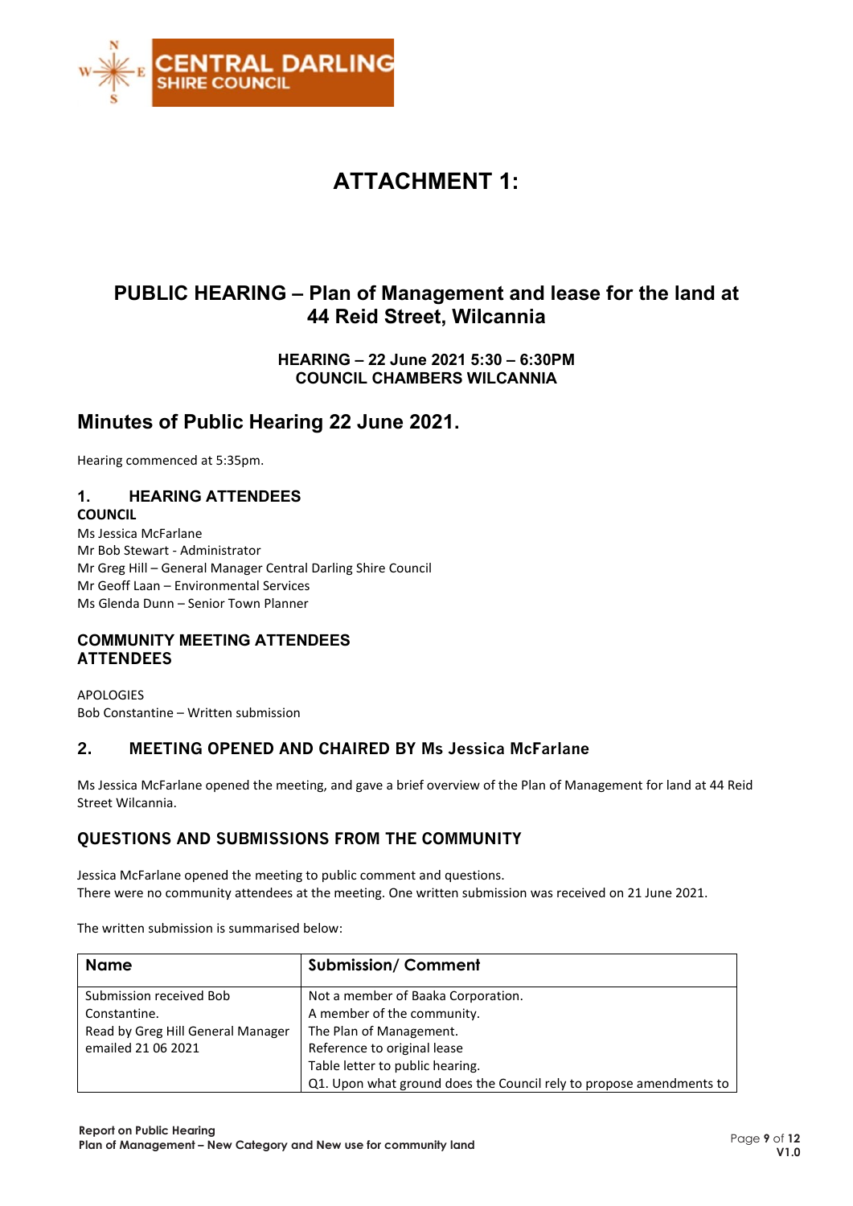CENTRAL DARLING SHIRE COUNCIL

# ATTACHMENT 1:

## PUBLIC HEARING – Plan of Management and lease for the land at 44 Reid Street, Wilcannia

**HEARING – 22 June 2021 5:30 – 6:30PM**
**COUNCIL CHAMBERS WILCANNIA**

## Minutes of Public Hearing 22 June 2021.

Hearing commenced at 5:35pm.

### 1. HEARING ATTENDEES

**COUNCIL**

Ms Jessica McFarlane
Mr Bob Stewart - Administrator
Mr Greg Hill – General Manager Central Darling Shire Council
Mr Geoff Laan – Environmental Services
Ms Glenda Dunn – Senior Town Planner

### COMMUNITY MEETING ATTENDEES ATTENDEES

APOLOGIES
Bob Constantine – Written submission

### 2. MEETING OPENED AND CHAIRED BY Ms Jessica McFarlane

Ms Jessica McFarlane opened the meeting, and gave a brief overview of the Plan of Management for land at 44 Reid Street Wilcannia.

### QUESTIONS AND SUBMISSIONS FROM THE COMMUNITY

Jessica McFarlane opened the meeting to public comment and questions.
There were no community attendees at the meeting. One written submission was received on 21 June 2021.

The written submission is summarised below:

| Name | Submission/ Comment |
|---|---|
| Submission received Bob Constantine.<br>Read by Greg Hill General Manager emailed 21 06 2021 | Not a member of Baaka Corporation.<br>A member of the community.<br>The Plan of Management.<br>Reference to original lease<br>Table letter to public hearing.<br>Q1. Upon what ground does the Council rely to propose amendments to |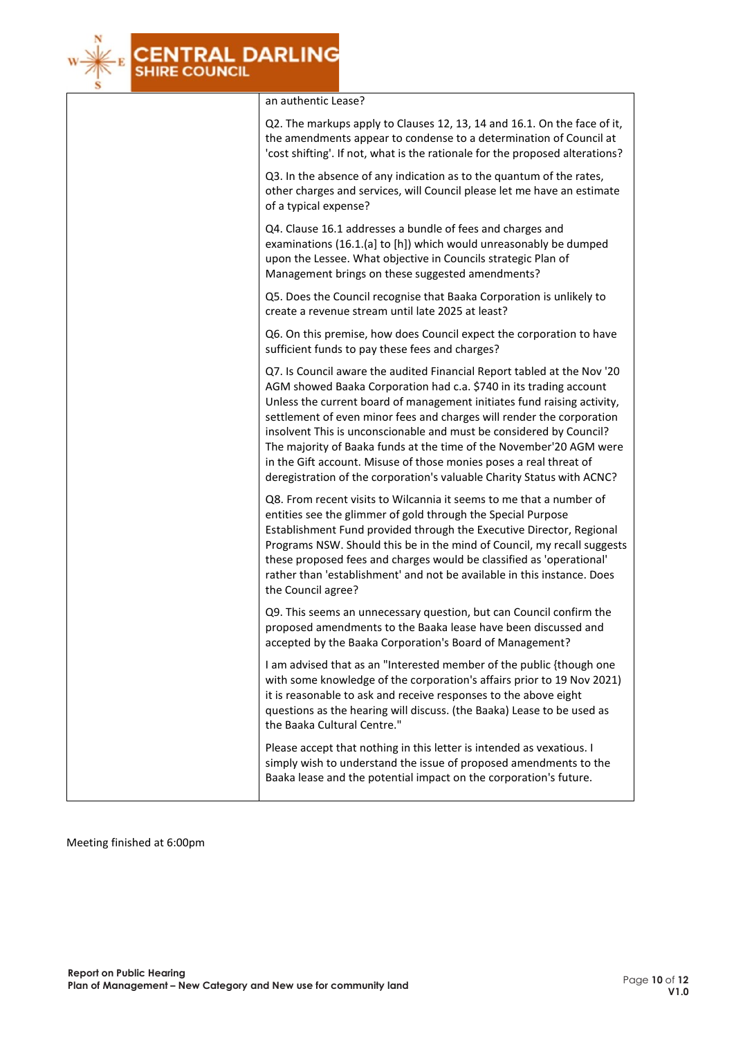| | |
|---|---|
| | an authentic Lease?<br><br>Q2. The markups apply to Clauses 12, 13, 14 and 16.1. On the face of it, the amendments appear to condense to a determination of Council at 'cost shifting'. If not, what is the rationale for the proposed alterations?<br><br>Q3. In the absence of any indication as to the quantum of the rates, other charges and services, will Council please let me have an estimate of a typical expense?<br><br>Q4. Clause 16.1 addresses a bundle of fees and charges and examinations (16.1.[a] to [h]) which would unreasonably be dumped upon the Lessee. What objective in Councils strategic Plan of Management brings on these suggested amendments?<br><br>Q5. Does the Council recognise that Baaka Corporation is unlikely to create a revenue stream until late 2025 at least?<br><br>Q6. On this premise, how does Council expect the corporation to have sufficient funds to pay these fees and charges?<br><br>Q7. Is Council aware the audited Financial Report tabled at the Nov '20 AGM showed Baaka Corporation had c.a. $740 in its trading account Unless the current board of management initiates fund raising activity, settlement of even minor fees and charges will render the corporation insolvent This is unconscionable and must be considered by Council? The majority of Baaka funds at the time of the November'20 AGM were in the Gift account. Misuse of those monies poses a real threat of deregistration of the corporation's valuable Charity Status with ACNC?<br><br>Q8. From recent visits to Wilcannia it seems to me that a number of entities see the glimmer of gold through the Special Purpose Establishment Fund provided through the Executive Director, Regional Programs NSW. Should this be in the mind of Council, my recall suggests these proposed fees and charges would be classified as 'operational' rather than 'establishment' and not be available in this instance. Does the Council agree?<br><br>Q9. This seems an unnecessary question, but can Council confirm the proposed amendments to the Baaka lease have been discussed and accepted by the Baaka Corporation's Board of Management?<br><br>I am advised that as an "Interested member of the public {though one with some knowledge of the corporation's affairs prior to 19 Nov 2021) it is reasonable to ask and receive responses to the above eight questions as the hearing will discuss. (the Baaka) Lease to be used as the Baaka Cultural Centre."<br><br>Please accept that nothing in this letter is intended as vexatious. I simply wish to understand the issue of proposed amendments to the Baaka lease and the potential impact on the corporation's future. |

Meeting finished at 6:00pm